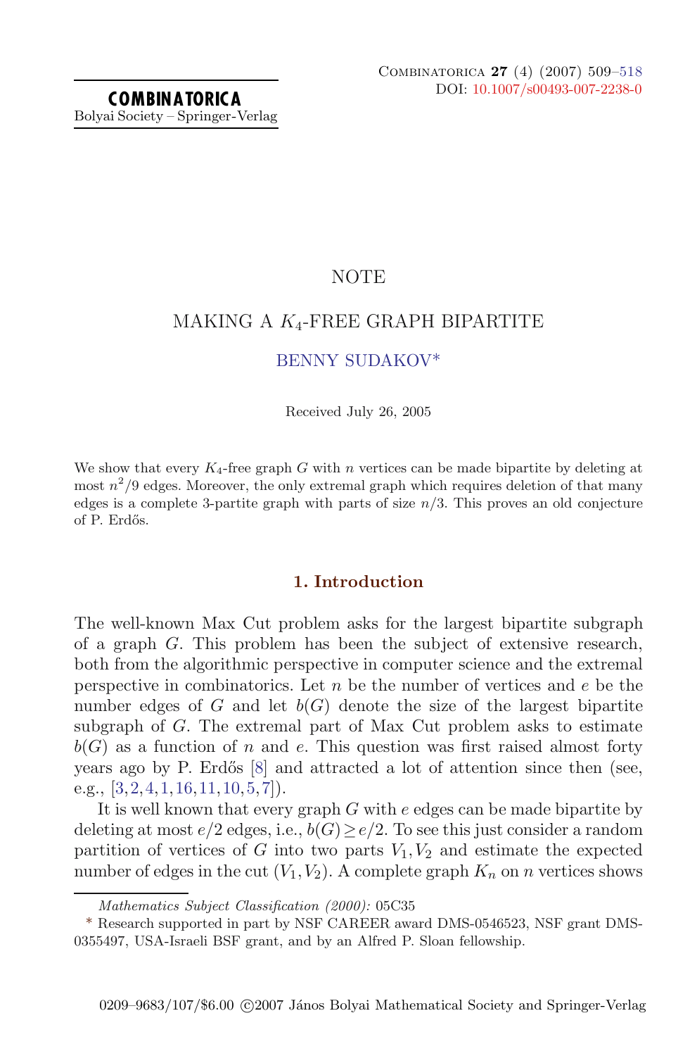# NOTE

## MAKING A $K_4$-FREE GRAPH BIPARTITE

BENNY SUDAKOV*

Received July 26, 2005

We show that every $K_4$-free graph $G$ with $n$ vertices can be made bipartite by deleting at most $n^2/9$ edges. Moreover, the only extremal graph which requires deletion of that many edges is a complete 3-partite graph with parts of size $n/3$. This proves an old conjecture of P. Erdős.

### 1. Introduction

The well-known Max Cut problem asks for the largest bipartite subgraph of a graph $G$. This problem has been the subject of extensive research, both from the algorithmic perspective in computer science and the extremal perspective in combinatorics. Let $n$ be the number of vertices and $e$ be the number edges of $G$ and let $b(G)$ denote the size of the largest bipartite subgraph of $G$. The extremal part of Max Cut problem asks to estimate $b(G)$ as a function of $n$ and $e$. This question was first raised almost forty years ago by P. Erdős [8] and attracted a lot of attention since then (see, e.g., [3,2,4,1,16,11,10,5,7]).

It is well known that every graph $G$ with $e$ edges can be made bipartite by deleting at most $e/2$ edges, i.e., $b(G) \geq e/2$. To see this just consider a random partition of vertices of $G$ into two parts $V_1, V_2$ and estimate the expected number of edges in the cut $(V_1, V_2)$. A complete graph $K_n$ on $n$ vertices shows

---

*Mathematics Subject Classification (2000):* 05C35

\* Research supported in part by NSF CAREER award DMS-0546523, NSF grant DMS-0355497, USA-Israeli BSF grant, and by an Alfred P. Sloan fellowship.

0209–9683/107/$6.00 ©2007 János Bolyai Mathematical Society and Springer-Verlag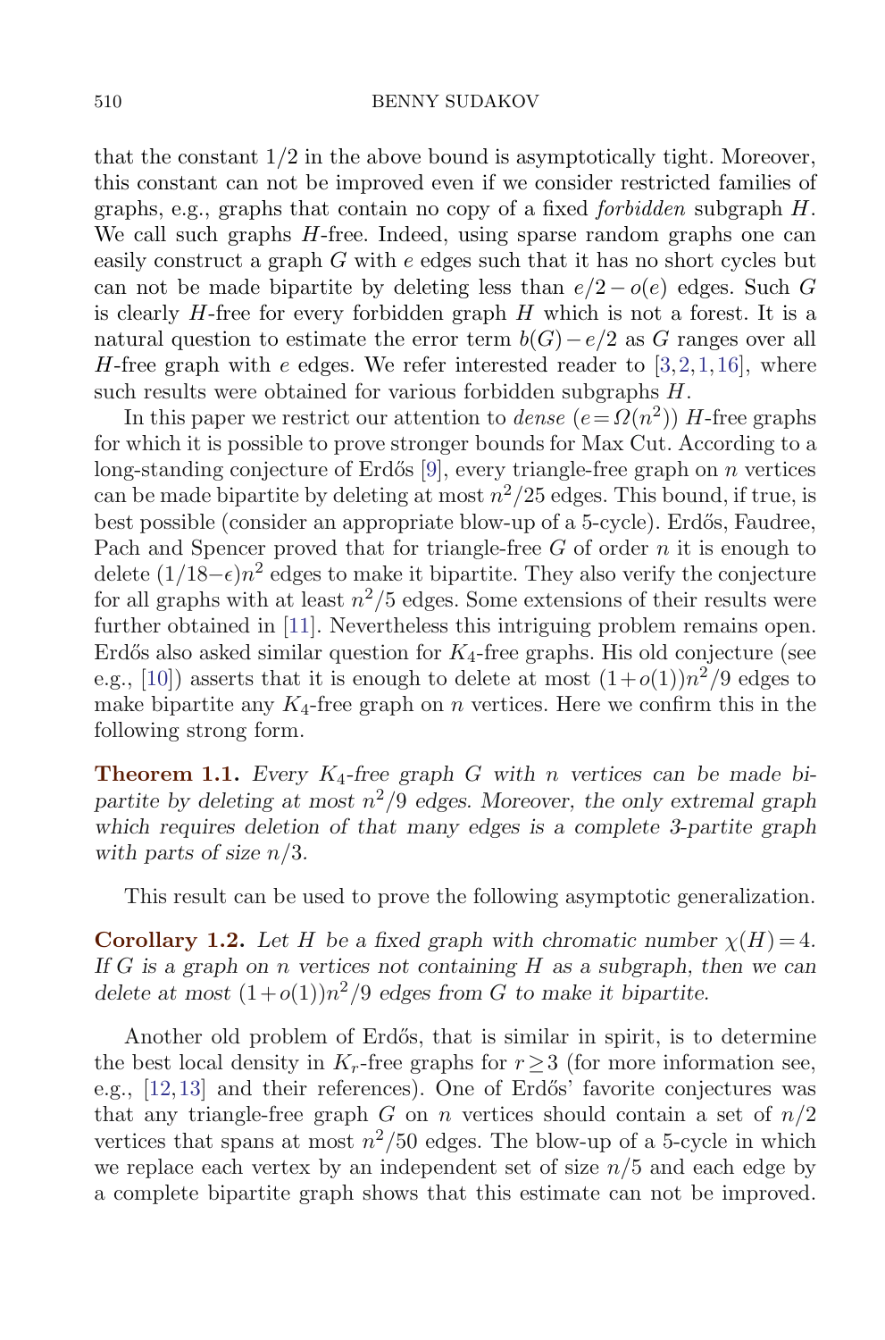that the constant 1/2 in the above bound is asymptotically tight. Moreover, this constant can not be improved even if we consider restricted families of graphs, e.g., graphs that contain no copy of a fixed *forbidden* subgraph $H$. We call such graphs $H$-free. Indeed, using sparse random graphs one can easily construct a graph $G$ with $e$ edges such that it has no short cycles but can not be made bipartite by deleting less than $e/2 - o(e)$ edges. Such $G$ is clearly $H$-free for every forbidden graph $H$ which is not a forest. It is a natural question to estimate the error term $b(G) - e/2$ as $G$ ranges over all $H$-free graph with $e$ edges. We refer interested reader to [3,2,1,16], where such results were obtained for various forbidden subgraphs $H$.

In this paper we restrict our attention to *dense* ($e = \Omega(n^2)$) $H$-free graphs for which it is possible to prove stronger bounds for Max Cut. According to a long-standing conjecture of Erdős [9], every triangle-free graph on $n$ vertices can be made bipartite by deleting at most $n^2/25$ edges. This bound, if true, is best possible (consider an appropriate blow-up of a 5-cycle). Erdős, Faudree, Pach and Spencer proved that for triangle-free $G$ of order $n$ it is enough to delete $(1/18 - \epsilon)n^2$ edges to make it bipartite. They also verify the conjecture for all graphs with at least $n^2/5$ edges. Some extensions of their results were further obtained in [11]. Nevertheless this intriguing problem remains open. Erdős also asked similar question for $K_4$-free graphs. His old conjecture (see e.g., [10]) asserts that it is enough to delete at most $(1 + o(1))n^2/9$ edges to make bipartite any $K_4$-free graph on $n$ vertices. Here we confirm this in the following strong form.

**Theorem 1.1.** *Every $K_4$-free graph $G$ with $n$ vertices can be made bipartite by deleting at most $n^2/9$ edges. Moreover, the only extremal graph which requires deletion of that many edges is a complete 3-partite graph with parts of size $n/3$.*

This result can be used to prove the following asymptotic generalization.

**Corollary 1.2.** *Let $H$ be a fixed graph with chromatic number $\chi(H) = 4$. If $G$ is a graph on $n$ vertices not containing $H$ as a subgraph, then we can delete at most $(1 + o(1))n^2/9$ edges from $G$ to make it bipartite.*

Another old problem of Erdős, that is similar in spirit, is to determine the best local density in $K_r$-free graphs for $r \geq 3$ (for more information see, e.g., [12,13] and their references). One of Erdős' favorite conjectures was that any triangle-free graph $G$ on $n$ vertices should contain a set of $n/2$ vertices that spans at most $n^2/50$ edges. The blow-up of a 5-cycle in which we replace each vertex by an independent set of size $n/5$ and each edge by a complete bipartite graph shows that this estimate can not be improved.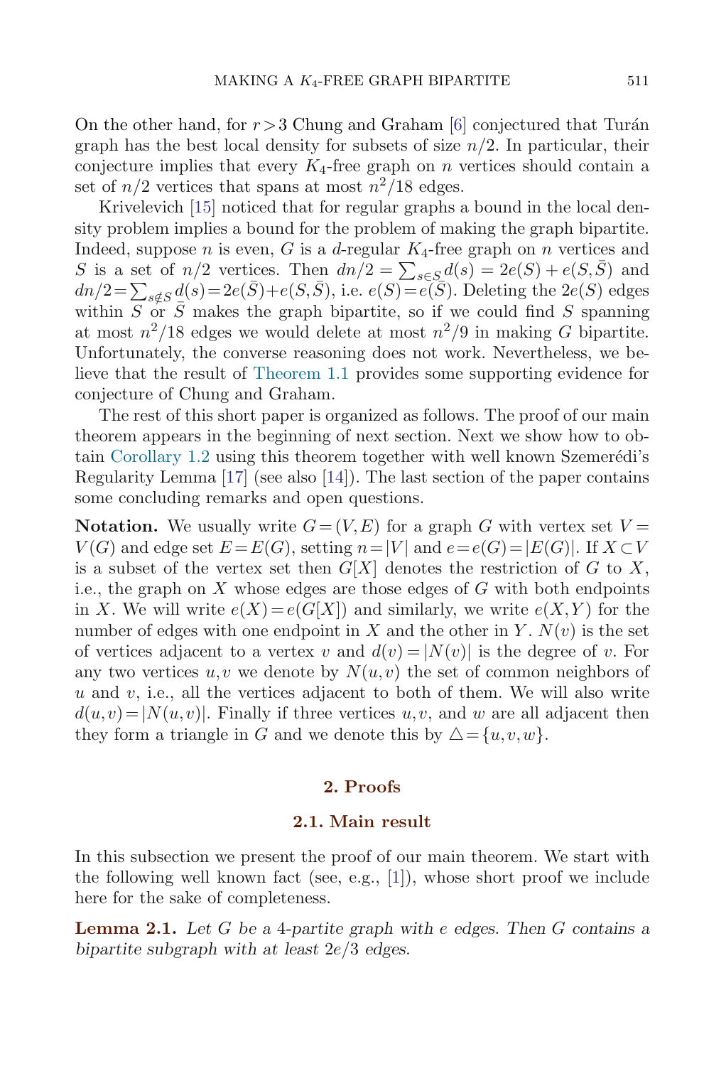On the other hand, for $r>3$ Chung and Graham [6] conjectured that Turán graph has the best local density for subsets of size $n/2$. In particular, their conjecture implies that every $K_4$-free graph on $n$ vertices should contain a set of $n/2$ vertices that spans at most $n^2/18$ edges.

Krivelevich [15] noticed that for regular graphs a bound in the local density problem implies a bound for the problem of making the graph bipartite. Indeed, suppose $n$ is even, $G$ is a $d$-regular $K_4$-free graph on $n$ vertices and $S$ is a set of $n/2$ vertices. Then $dn/2 = \sum_{s\in S} d(s) = 2e(S) + e(S,\bar{S})$ and $dn/2 = \sum_{s\notin S} d(s) = 2e(\bar{S}) + e(S,\bar{S})$, i.e. $e(S) = e(\bar{S})$. Deleting the $2e(S)$ edges within $S$ or $\bar{S}$ makes the graph bipartite, so if we could find $S$ spanning at most $n^2/18$ edges we would delete at most $n^2/9$ in making $G$ bipartite. Unfortunately, the converse reasoning does not work. Nevertheless, we believe that the result of Theorem 1.1 provides some supporting evidence for conjecture of Chung and Graham.

The rest of this short paper is organized as follows. The proof of our main theorem appears in the beginning of next section. Next we show how to obtain Corollary 1.2 using this theorem together with well known Szemerédi's Regularity Lemma [17] (see also [14]). The last section of the paper contains some concluding remarks and open questions.

**Notation.** We usually write $G=(V,E)$ for a graph $G$ with vertex set $V=V(G)$ and edge set $E=E(G)$, setting $n=|V|$ and $e=e(G)=|E(G)|$. If $X\subset V$ is a subset of the vertex set then $G[X]$ denotes the restriction of $G$ to $X$, i.e., the graph on $X$ whose edges are those edges of $G$ with both endpoints in $X$. We will write $e(X)=e(G[X])$ and similarly, we write $e(X,Y)$ for the number of edges with one endpoint in $X$ and the other in $Y$. $N(v)$ is the set of vertices adjacent to a vertex $v$ and $d(v)=|N(v)|$ is the degree of $v$. For any two vertices $u,v$ we denote by $N(u,v)$ the set of common neighbors of $u$ and $v$, i.e., all the vertices adjacent to both of them. We will also write $d(u,v)=|N(u,v)|$. Finally if three vertices $u,v$, and $w$ are all adjacent then they form a triangle in $G$ and we denote this by $\triangle=\{u,v,w\}$.

## 2. Proofs

### 2.1. Main result

In this subsection we present the proof of our main theorem. We start with the following well known fact (see, e.g., [1]), whose short proof we include here for the sake of completeness.

**Lemma 2.1.** *Let $G$ be a 4-partite graph with $e$ edges. Then $G$ contains a bipartite subgraph with at least $2e/3$ edges.*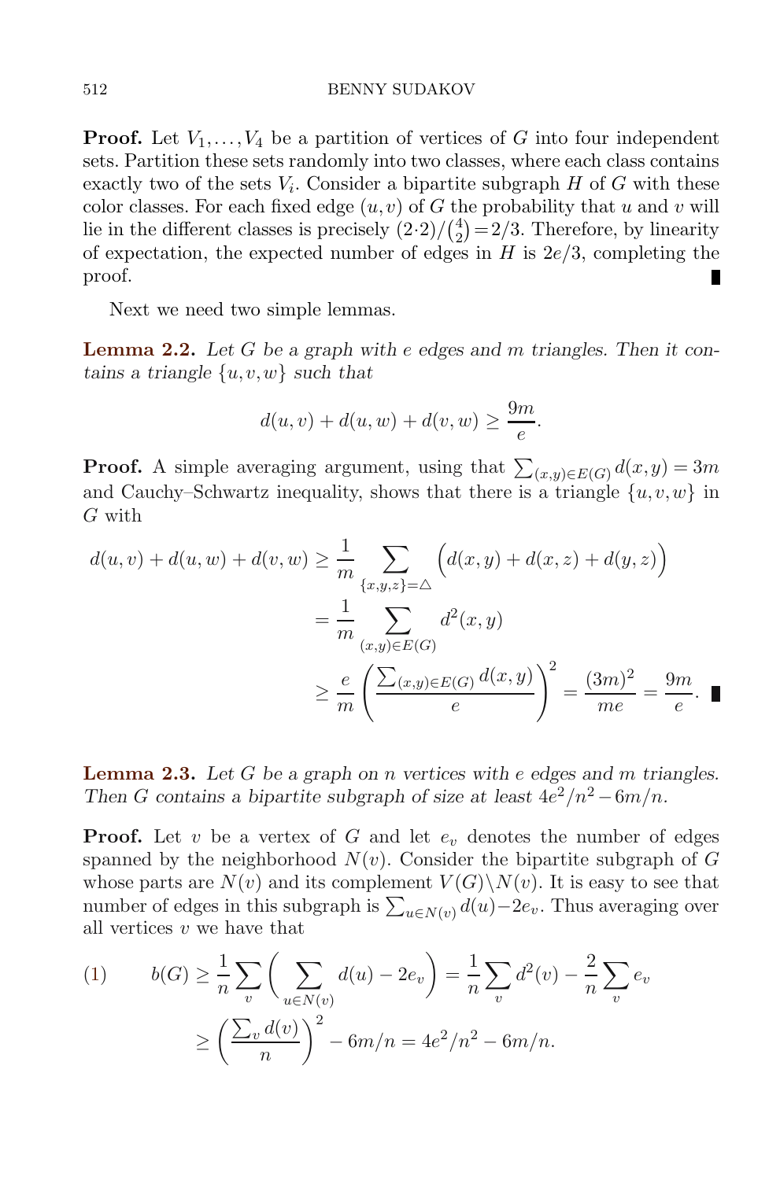**Proof.** Let $V_1, \ldots, V_4$ be a partition of vertices of $G$ into four independent sets. Partition these sets randomly into two classes, where each class contains exactly two of the sets $V_i$. Consider a bipartite subgraph $H$ of $G$ with these color classes. For each fixed edge $(u,v)$ of $G$ the probability that $u$ and $v$ will lie in the different classes is precisely $(2\cdot 2)/\binom{4}{2} = 2/3$. Therefore, by linearity of expectation, the expected number of edges in $H$ is $2e/3$, completing the proof. ∎

Next we need two simple lemmas.

**Lemma 2.2.** *Let $G$ be a graph with $e$ edges and $m$ triangles. Then it contains a triangle $\{u,v,w\}$ such that*

$$d(u,v) + d(u,w) + d(v,w) \geq \frac{9m}{e}.$$

**Proof.** A simple averaging argument, using that $\sum_{(x,y)\in E(G)} d(x,y) = 3m$ and Cauchy–Schwartz inequality, shows that there is a triangle $\{u,v,w\}$ in $G$ with

$$\begin{aligned}
d(u,v) + d(u,w) + d(v,w) &\geq \frac{1}{m} \sum_{\{x,y,z\}=\triangle} \Big( d(x,y) + d(x,z) + d(y,z) \Big) \\
&= \frac{1}{m} \sum_{(x,y)\in E(G)} d^2(x,y) \\
&\geq \frac{e}{m} \left( \frac{\sum_{(x,y)\in E(G)} d(x,y)}{e} \right)^2 = \frac{(3m)^2}{me} = \frac{9m}{e}.
\end{aligned}$$

∎

**Lemma 2.3.** *Let $G$ be a graph on $n$ vertices with $e$ edges and $m$ triangles. Then $G$ contains a bipartite subgraph of size at least $4e^2/n^2 - 6m/n$.*

**Proof.** Let $v$ be a vertex of $G$ and let $e_v$ denotes the number of edges spanned by the neighborhood $N(v)$. Consider the bipartite subgraph of $G$ whose parts are $N(v)$ and its complement $V(G)\backslash N(v)$. It is easy to see that number of edges in this subgraph is $\sum_{u\in N(v)} d(u) - 2e_v$. Thus averaging over all vertices $v$ we have that

$$\begin{aligned}
(1) \qquad b(G) &\geq \frac{1}{n} \sum_v \left( \sum_{u\in N(v)} d(u) - 2e_v \right) = \frac{1}{n} \sum_v d^2(v) - \frac{2}{n} \sum_v e_v \\
&\geq \left( \frac{\sum_v d(v)}{n} \right)^2 - 6m/n = 4e^2/n^2 - 6m/n.
\end{aligned}$$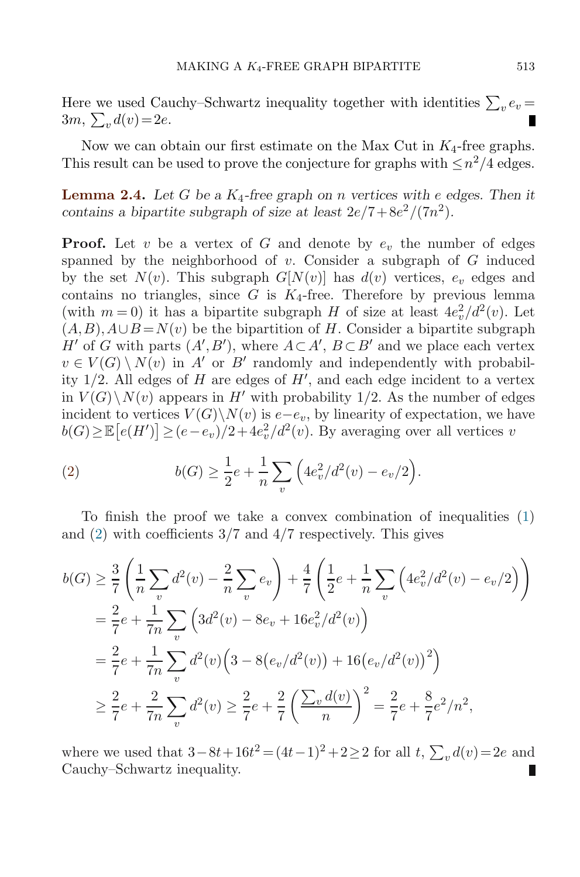Here we used Cauchy–Schwartz inequality together with identities $\sum_v e_v = 3m$, $\sum_v d(v) = 2e$. ∎

Now we can obtain our first estimate on the Max Cut in $K_4$-free graphs. This result can be used to prove the conjecture for graphs with $\le n^2/4$ edges.

**Lemma 2.4.** *Let $G$ be a $K_4$-free graph on $n$ vertices with $e$ edges. Then it contains a bipartite subgraph of size at least $2e/7 + 8e^2/(7n^2)$.*

**Proof.** Let $v$ be a vertex of $G$ and denote by $e_v$ the number of edges spanned by the neighborhood of $v$. Consider a subgraph of $G$ induced by the set $N(v)$. This subgraph $G[N(v)]$ has $d(v)$ vertices, $e_v$ edges and contains no triangles, since $G$ is $K_4$-free. Therefore by previous lemma (with $m=0$) it has a bipartite subgraph $H$ of size at least $4e_v^2/d^2(v)$. Let $(A,B), A \cup B = N(v)$ be the bipartition of $H$. Consider a bipartite subgraph $H'$ of $G$ with parts $(A',B')$, where $A \subset A'$, $B \subset B'$ and we place each vertex $v \in V(G) \setminus N(v)$ in $A'$ or $B'$ randomly and independently with probability $1/2$. All edges of $H$ are edges of $H'$, and each edge incident to a vertex in $V(G) \setminus N(v)$ appears in $H'$ with probability $1/2$. As the number of edges incident to vertices $V(G) \setminus N(v)$ is $e - e_v$, by linearity of expectation, we have $b(G) \ge \mathbb{E}\big[e(H')\big] \ge (e-e_v)/2 + 4e_v^2/d^2(v)$. By averaging over all vertices $v$

$$b(G) \ge \frac{1}{2}e + \frac{1}{n}\sum_v \Big(4e_v^2/d^2(v) - e_v/2\Big). \tag{2}$$

To finish the proof we take a convex combination of inequalities (1) and (2) with coefficients $3/7$ and $4/7$ respectively. This gives

$$\begin{aligned}
b(G) &\ge \frac{3}{7}\left(\frac{1}{n}\sum_v d^2(v) - \frac{2}{n}\sum_v e_v\right) + \frac{4}{7}\left(\frac{1}{2}e + \frac{1}{n}\sum_v \Big(4e_v^2/d^2(v) - e_v/2\Big)\right) \\
&= \frac{2}{7}e + \frac{1}{7n}\sum_v \Big(3d^2(v) - 8e_v + 16e_v^2/d^2(v)\Big) \\
&= \frac{2}{7}e + \frac{1}{7n}\sum_v d^2(v)\Big(3 - 8\big(e_v/d^2(v)\big) + 16\big(e_v/d^2(v)\big)^2\Big) \\
&\ge \frac{2}{7}e + \frac{2}{7n}\sum_v d^2(v) \ge \frac{2}{7}e + \frac{2}{7}\left(\frac{\sum_v d(v)}{n}\right)^2 = \frac{2}{7}e + \frac{8}{7}e^2/n^2,
\end{aligned}$$

where we used that $3 - 8t + 16t^2 = (4t-1)^2 + 2 \ge 2$ for all $t$, $\sum_v d(v) = 2e$ and Cauchy–Schwartz inequality. ∎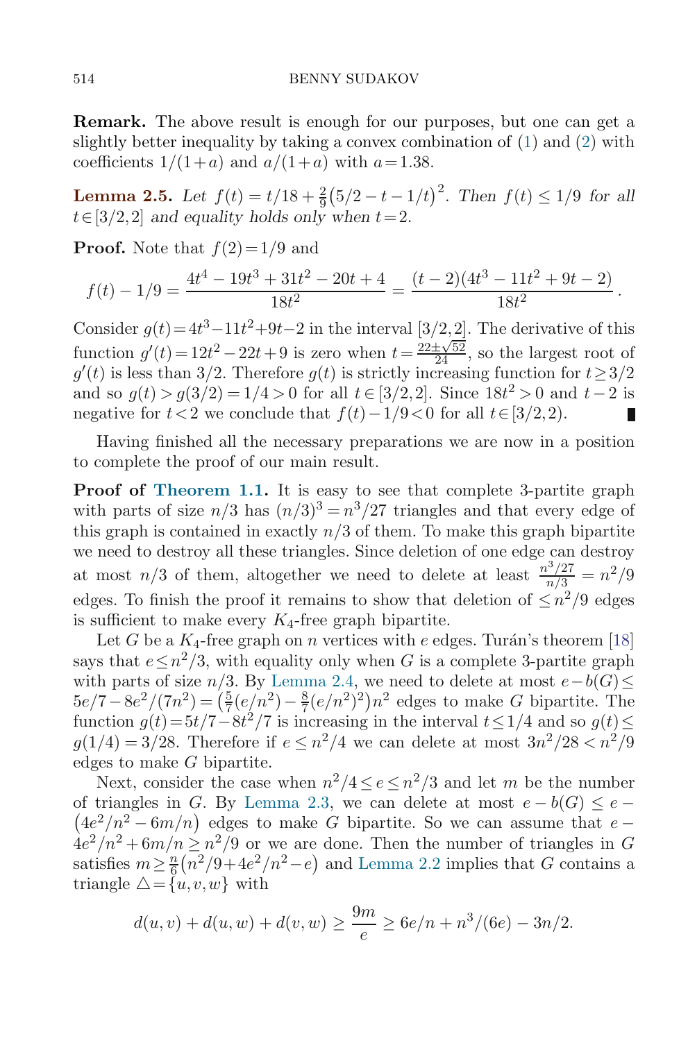**Remark.** The above result is enough for our purposes, but one can get a slightly better inequality by taking a convex combination of (1) and (2) with coefficients $1/(1+a)$ and $a/(1+a)$ with $a=1.38$.

**Lemma 2.5.** *Let $f(t) = t/18 + \frac{2}{9}\big(5/2 - t - 1/t\big)^2$. Then $f(t) \le 1/9$ for all $t \in [3/2, 2]$ and equality holds only when $t=2$.*

**Proof.** Note that $f(2)=1/9$ and

$$f(t) - 1/9 = \frac{4t^4 - 19t^3 + 31t^2 - 20t + 4}{18t^2} = \frac{(t-2)(4t^3 - 11t^2 + 9t - 2)}{18t^2}.$$

Consider $g(t)=4t^3-11t^2+9t-2$ in the interval $[3/2,2]$. The derivative of this function $g'(t)=12t^2-22t+9$ is zero when $t=\frac{22\pm\sqrt{52}}{24}$, so the largest root of $g'(t)$ is less than $3/2$. Therefore $g(t)$ is strictly increasing function for $t \ge 3/2$ and so $g(t) > g(3/2) = 1/4 > 0$ for all $t \in [3/2, 2]$. Since $18t^2 > 0$ and $t-2$ is negative for $t<2$ we conclude that $f(t)-1/9<0$ for all $t \in [3/2, 2)$. ∎

Having finished all the necessary preparations we are now in a position to complete the proof of our main result.

**Proof of Theorem 1.1.** It is easy to see that complete 3-partite graph with parts of size $n/3$ has $(n/3)^3 = n^3/27$ triangles and that every edge of this graph is contained in exactly $n/3$ of them. To make this graph bipartite we need to destroy all these triangles. Since deletion of one edge can destroy at most $n/3$ of them, altogether we need to delete at least $\frac{n^3/27}{n/3} = n^2/9$ edges. To finish the proof it remains to show that deletion of $\le n^2/9$ edges is sufficient to make every $K_4$-free graph bipartite.

Let $G$ be a $K_4$-free graph on $n$ vertices with $e$ edges. Turán's theorem [18] says that $e \le n^2/3$, with equality only when $G$ is a complete 3-partite graph with parts of size $n/3$. By Lemma 2.4, we need to delete at most $e - b(G) \le 5e/7 - 8e^2/(7n^2) = \big(\frac{5}{7}(e/n^2) - \frac{8}{7}(e/n^2)^2\big)n^2$ edges to make $G$ bipartite. The function $g(t) = 5t/7 - 8t^2/7$ is increasing in the interval $t \le 1/4$ and so $g(t) \le g(1/4) = 3/28$. Therefore if $e \le n^2/4$ we can delete at most $3n^2/28 < n^2/9$ edges to make $G$ bipartite.

Next, consider the case when $n^2/4 \le e \le n^2/3$ and let $m$ be the number of triangles in $G$. By Lemma 2.3, we can delete at most $e - b(G) \le e - \big(4e^2/n^2 - 6m/n\big)$ edges to make $G$ bipartite. So we can assume that $e - 4e^2/n^2 + 6m/n \ge n^2/9$ or we are done. Then the number of triangles in $G$ satisfies $m \ge \frac{n}{6}\big(n^2/9 + 4e^2/n^2 - e\big)$ and Lemma 2.2 implies that $G$ contains a triangle $\triangle = \{u, v, w\}$ with

$$d(u,v) + d(u,w) + d(v,w) \ge \frac{9m}{e} \ge 6e/n + n^3/(6e) - 3n/2.$$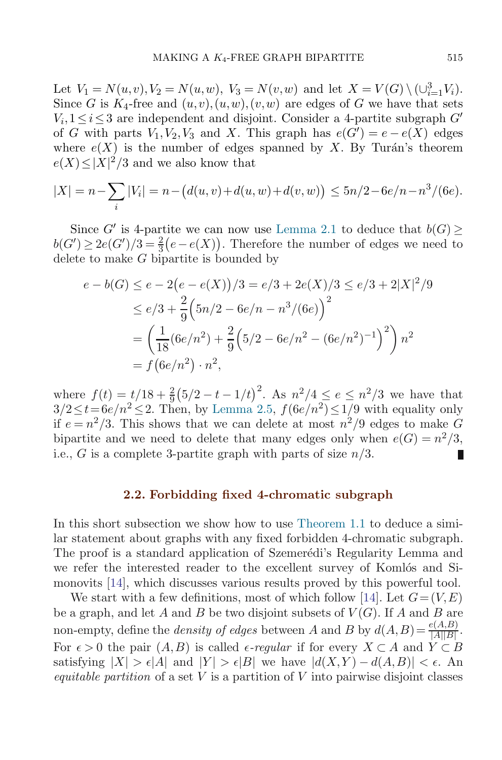Let $V_1 = N(u,v), V_2 = N(u,w)$, $V_3 = N(v,w)$ and let $X = V(G) \setminus (\cup_{i=1}^3 V_i)$. Since $G$ is $K_4$-free and $(u,v),(u,w),(v,w)$ are edges of $G$ we have that sets $V_i, 1 \le i \le 3$ are independent and disjoint. Consider a 4-partite subgraph $G'$ of $G$ with parts $V_1, V_2, V_3$ and $X$. This graph has $e(G') = e - e(X)$ edges where $e(X)$ is the number of edges spanned by $X$. By Turán's theorem $e(X) \le |X|^2/3$ and we also know that

$$|X| = n - \sum_i |V_i| = n - \big(d(u,v) + d(u,w) + d(v,w)\big) \le 5n/2 - 6e/n - n^3/(6e).$$

Since $G'$ is 4-partite we can now use Lemma 2.1 to deduce that $b(G) \ge b(G') \ge 2e(G')/3 = \frac{2}{3}\big(e - e(X)\big)$. Therefore the number of edges we need to delete to make $G$ bipartite is bounded by

$$\begin{aligned}
e - b(G) &\le e - 2\big(e - e(X)\big)/3 = e/3 + 2e(X)/3 \le e/3 + 2|X|^2/9 \\
&\le e/3 + \frac{2}{9}\Big(5n/2 - 6e/n - n^3/(6e)\Big)^2 \\
&= \left(\frac{1}{18}(6e/n^2) + \frac{2}{9}\Big(5/2 - 6e/n^2 - (6e/n^2)^{-1}\Big)^2\right) n^2 \\
&= f\big(6e/n^2\big) \cdot n^2,
\end{aligned}$$

where $f(t) = t/18 + \frac{2}{9}\big(5/2 - t - 1/t\big)^2$. As $n^2/4 \le e \le n^2/3$ we have that $3/2 \le t = 6e/n^2 \le 2$. Then, by Lemma 2.5, $f(6e/n^2) \le 1/9$ with equality only if $e = n^2/3$. This shows that we can delete at most $n^2/9$ edges to make $G$ bipartite and we need to delete that many edges only when $e(G) = n^2/3$, i.e., $G$ is a complete 3-partite graph with parts of size $n/3$. ∎

### 2.2. Forbidding fixed 4-chromatic subgraph

In this short subsection we show how to use Theorem 1.1 to deduce a similar statement about graphs with any fixed forbidden 4-chromatic subgraph. The proof is a standard application of Szemerédi's Regularity Lemma and we refer the interested reader to the excellent survey of Komlós and Simonovits [14], which discusses various results proved by this powerful tool.

We start with a few definitions, most of which follow [14]. Let $G = (V,E)$ be a graph, and let $A$ and $B$ be two disjoint subsets of $V(G)$. If $A$ and $B$ are non-empty, define the *density of edges* between $A$ and $B$ by $d(A,B) = \frac{e(A,B)}{|A||B|}$. For $\epsilon > 0$ the pair $(A,B)$ is called *$\epsilon$-regular* if for every $X \subset A$ and $Y \subset B$ satisfying $|X| > \epsilon|A|$ and $|Y| > \epsilon|B|$ we have $|d(X,Y) - d(A,B)| < \epsilon$. An *equitable partition* of a set $V$ is a partition of $V$ into pairwise disjoint classes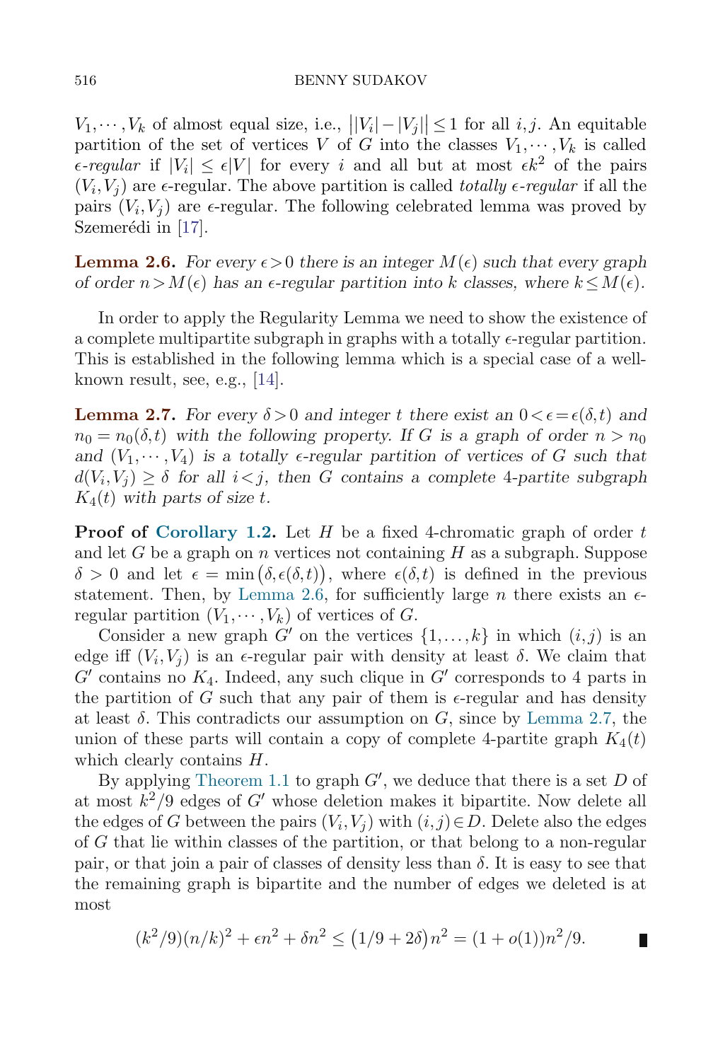$V_1, \cdots, V_k$ of almost equal size, i.e., $\big||V_i| - |V_j|\big| \le 1$ for all $i, j$. An equitable partition of the set of vertices $V$ of $G$ into the classes $V_1, \cdots, V_k$ is called *$\epsilon$-regular* if $|V_i| \le \epsilon |V|$ for every $i$ and all but at most $\epsilon k^2$ of the pairs $(V_i, V_j)$ are $\epsilon$-regular. The above partition is called *totally $\epsilon$-regular* if all the pairs $(V_i, V_j)$ are $\epsilon$-regular. The following celebrated lemma was proved by Szemerédi in [17].

**Lemma 2.6.** *For every $\epsilon > 0$ there is an integer $M(\epsilon)$ such that every graph of order $n > M(\epsilon)$ has an $\epsilon$-regular partition into $k$ classes, where $k \le M(\epsilon)$.*

In order to apply the Regularity Lemma we need to show the existence of a complete multipartite subgraph in graphs with a totally $\epsilon$-regular partition. This is established in the following lemma which is a special case of a well-known result, see, e.g., [14].

**Lemma 2.7.** *For every $\delta > 0$ and integer $t$ there exist an $0 < \epsilon = \epsilon(\delta, t)$ and $n_0 = n_0(\delta, t)$ with the following property. If $G$ is a graph of order $n > n_0$ and $(V_1, \cdots, V_4)$ is a totally $\epsilon$-regular partition of vertices of $G$ such that $d(V_i, V_j) \ge \delta$ for all $i < j$, then $G$ contains a complete 4-partite subgraph $K_4(t)$ with parts of size $t$.*

**Proof of Corollary 1.2.** Let $H$ be a fixed 4-chromatic graph of order $t$ and let $G$ be a graph on $n$ vertices not containing $H$ as a subgraph. Suppose $\delta > 0$ and let $\epsilon = \min\big(\delta, \epsilon(\delta, t)\big)$, where $\epsilon(\delta, t)$ is defined in the previous statement. Then, by Lemma 2.6, for sufficiently large $n$ there exists an $\epsilon$-regular partition $(V_1, \cdots, V_k)$ of vertices of $G$.

Consider a new graph $G'$ on the vertices $\{1, \ldots, k\}$ in which $(i, j)$ is an edge iff $(V_i, V_j)$ is an $\epsilon$-regular pair with density at least $\delta$. We claim that $G'$ contains no $K_4$. Indeed, any such clique in $G'$ corresponds to 4 parts in the partition of $G$ such that any pair of them is $\epsilon$-regular and has density at least $\delta$. This contradicts our assumption on $G$, since by Lemma 2.7, the union of these parts will contain a copy of complete 4-partite graph $K_4(t)$ which clearly contains $H$.

By applying Theorem 1.1 to graph $G'$, we deduce that there is a set $D$ of at most $k^2/9$ edges of $G'$ whose deletion makes it bipartite. Now delete all the edges of $G$ between the pairs $(V_i, V_j)$ with $(i, j) \in D$. Delete also the edges of $G$ that lie within classes of the partition, or that belong to a non-regular pair, or that join a pair of classes of density less than $\delta$. It is easy to see that the remaining graph is bipartite and the number of edges we deleted is at most

$$(k^2/9)(n/k)^2 + \epsilon n^2 + \delta n^2 \le \big(1/9 + 2\delta\big) n^2 = (1 + o(1)) n^2/9. \qquad \blacksquare$$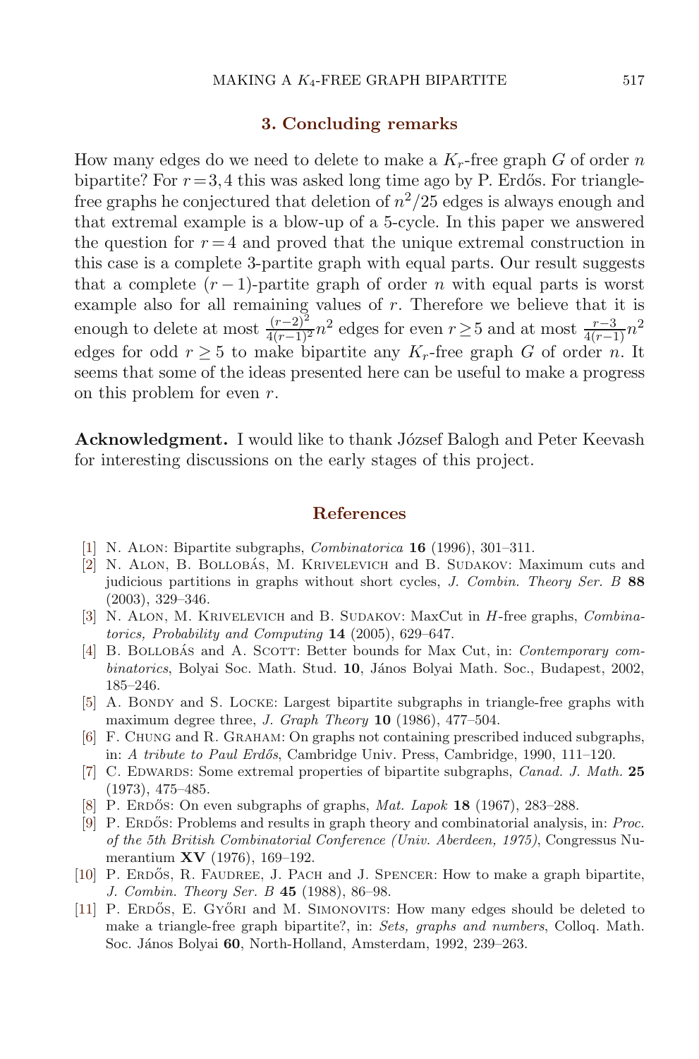## 3. Concluding remarks

How many edges do we need to delete to make a $K_r$-free graph $G$ of order $n$ bipartite? For $r=3,4$ this was asked long time ago by P. Erdős. For triangle-free graphs he conjectured that deletion of $n^2/25$ edges is always enough and that extremal example is a blow-up of a 5-cycle. In this paper we answered the question for $r=4$ and proved that the unique extremal construction in this case is a complete 3-partite graph with equal parts. Our result suggests that a complete $(r-1)$-partite graph of order $n$ with equal parts is worst example also for all remaining values of $r$. Therefore we believe that it is enough to delete at most $\frac{(r-2)^2}{4(r-1)^2}n^2$ edges for even $r \geq 5$ and at most $\frac{r-3}{4(r-1)}n^2$ edges for odd $r \geq 5$ to make bipartite any $K_r$-free graph $G$ of order $n$. It seems that some of the ideas presented here can be useful to make a progress on this problem for even $r$.

**Acknowledgment.** I would like to thank József Balogh and Peter Keevash for interesting discussions on the early stages of this project.

## References

[1] N. Alon: Bipartite subgraphs, *Combinatorica* **16** (1996), 301–311.

[2] N. Alon, B. Bollobás, M. Krivelevich and B. Sudakov: Maximum cuts and judicious partitions in graphs without short cycles, *J. Combin. Theory Ser. B* **88** (2003), 329–346.

[3] N. Alon, M. Krivelevich and B. Sudakov: MaxCut in $H$-free graphs, *Combinatorics, Probability and Computing* **14** (2005), 629–647.

[4] B. Bollobás and A. Scott: Better bounds for Max Cut, in: *Contemporary combinatorics*, Bolyai Soc. Math. Stud. **10**, János Bolyai Math. Soc., Budapest, 2002, 185–246.

[5] A. Bondy and S. Locke: Largest bipartite subgraphs in triangle-free graphs with maximum degree three, *J. Graph Theory* **10** (1986), 477–504.

[6] F. Chung and R. Graham: On graphs not containing prescribed induced subgraphs, in: *A tribute to Paul Erdős*, Cambridge Univ. Press, Cambridge, 1990, 111–120.

[7] C. Edwards: Some extremal properties of bipartite subgraphs, *Canad. J. Math.* **25** (1973), 475–485.

[8] P. Erdős: On even subgraphs of graphs, *Mat. Lapok* **18** (1967), 283–288.

[9] P. Erdős: Problems and results in graph theory and combinatorial analysis, in: *Proc. of the 5th British Combinatorial Conference (Univ. Aberdeen, 1975)*, Congressus Numerantium **XV** (1976), 169–192.

[10] P. Erdős, R. Faudree, J. Pach and J. Spencer: How to make a graph bipartite, *J. Combin. Theory Ser. B* **45** (1988), 86–98.

[11] P. Erdős, E. Győri and M. Simonovits: How many edges should be deleted to make a triangle-free graph bipartite?, in: *Sets, graphs and numbers*, Colloq. Math. Soc. János Bolyai **60**, North-Holland, Amsterdam, 1992, 239–263.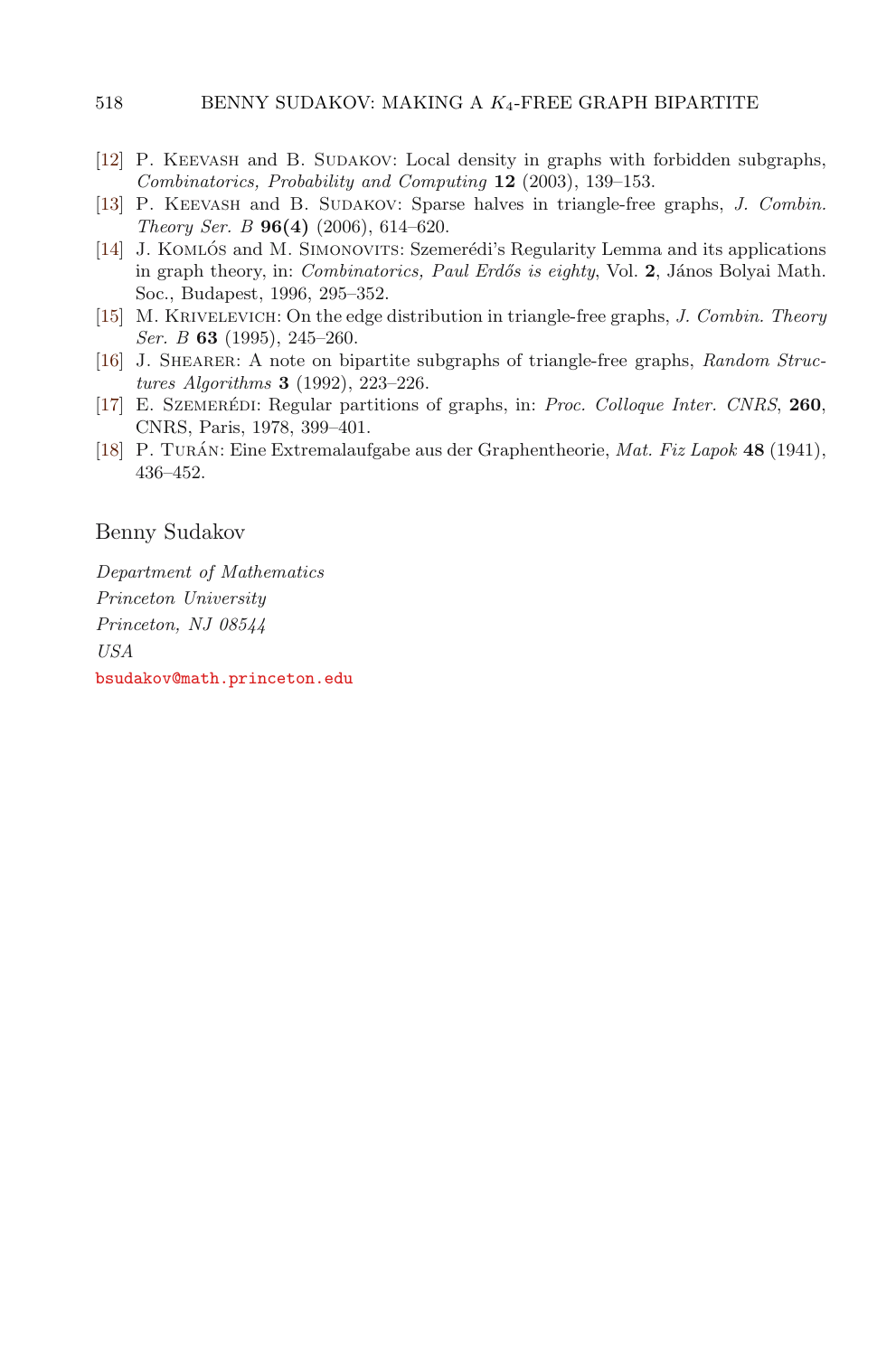[12] P. Keevash and B. Sudakov: Local density in graphs with forbidden subgraphs, *Combinatorics, Probability and Computing* **12** (2003), 139–153.

[13] P. Keevash and B. Sudakov: Sparse halves in triangle-free graphs, *J. Combin. Theory Ser. B* **96(4)** (2006), 614–620.

[14] J. Komlós and M. Simonovits: Szemerédi's Regularity Lemma and its applications in graph theory, in: *Combinatorics, Paul Erdős is eighty*, Vol. **2**, János Bolyai Math. Soc., Budapest, 1996, 295–352.

[15] M. Krivelevich: On the edge distribution in triangle-free graphs, *J. Combin. Theory Ser. B* **63** (1995), 245–260.

[16] J. Shearer: A note on bipartite subgraphs of triangle-free graphs, *Random Structures Algorithms* **3** (1992), 223–226.

[17] E. Szemerédi: Regular partitions of graphs, in: *Proc. Colloque Inter. CNRS*, **260**, CNRS, Paris, 1978, 399–401.

[18] P. Turán: Eine Extremalaufgabe aus der Graphentheorie, *Mat. Fiz Lapok* **48** (1941), 436–452.

Benny Sudakov

*Department of Mathematics*
*Princeton University*
*Princeton, NJ 08544*
*USA*
bsudakov@math.princeton.edu